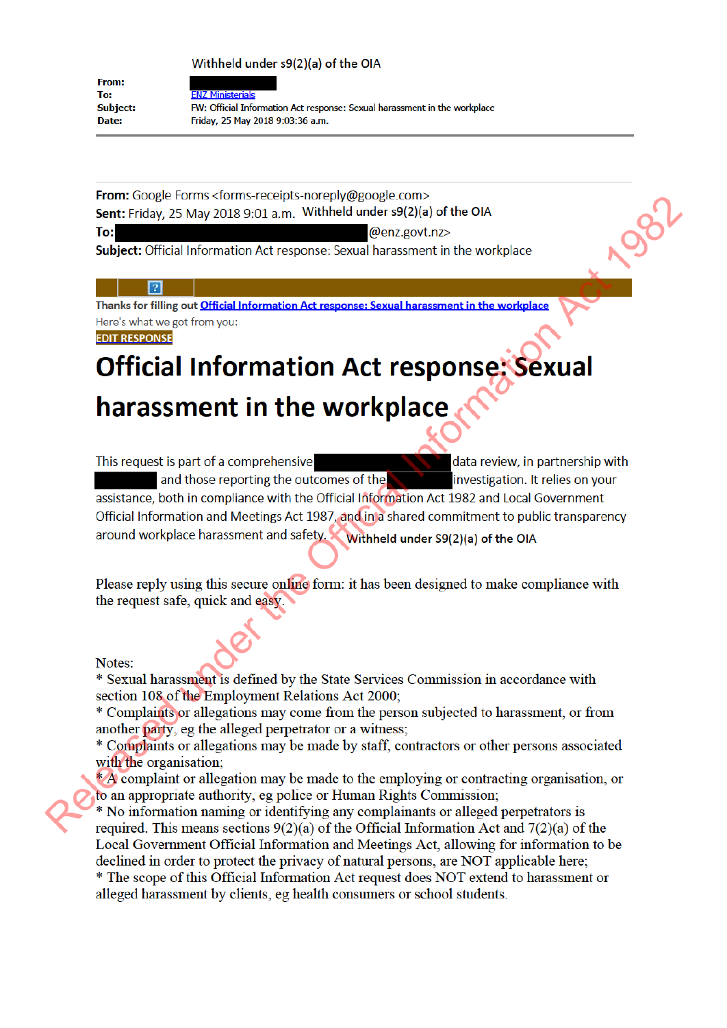Withheld under s9(2)(a) of the OIA

**From:**
**To:** ENZ Ministerials
**Subject:** FW: Official Information Act response: Sexual harassment in the workplace
**Date:** Friday, 25 May 2018 9:03:36 a.m.

---

**From:** Google Forms <forms-receipts-noreply@google.com>
**Sent:** Friday, 25 May 2018 9:01 a.m. Withheld under s9(2)(a) of the OIA
**To:** @enz.govt.nz>
**Subject:** Official Information Act response: Sexual harassment in the workplace

Thanks for filling out Official Information Act response: Sexual harassment in the workplace

Here's what we got from you:

EDIT RESPONSE

# Official Information Act response: Sexual harassment in the workplace

This request is part of a comprehensive data review, in partnership with and those reporting the outcomes of the investigation. It relies on your assistance, both in compliance with the Official Information Act 1982 and Local Government Official Information and Meetings Act 1987, and in a shared commitment to public transparency around workplace harassment and safety. Withheld under S9(2)(a) of the OIA

Please reply using this secure online form: it has been designed to make compliance with the request safe, quick and easy.

Notes:
* Sexual harassment is defined by the State Services Commission in accordance with section 108 of the Employment Relations Act 2000;
* Complaints or allegations may come from the person subjected to harassment, or from another party, eg the alleged perpetrator or a witness;
* Complaints or allegations may be made by staff, contractors or other persons associated with the organisation;
* A complaint or allegation may be made to the employing or contracting organisation, or to an appropriate authority, eg police or Human Rights Commission;
* No information naming or identifying any complainants or alleged perpetrators is required. This means sections 9(2)(a) of the Official Information Act and 7(2)(a) of the Local Government Official Information and Meetings Act, allowing for information to be declined in order to protect the privacy of natural persons, are NOT applicable here;
* The scope of this Official Information Act request does NOT extend to harassment or alleged harassment by clients, eg health consumers or school students.

Released under the Official Information Act 1982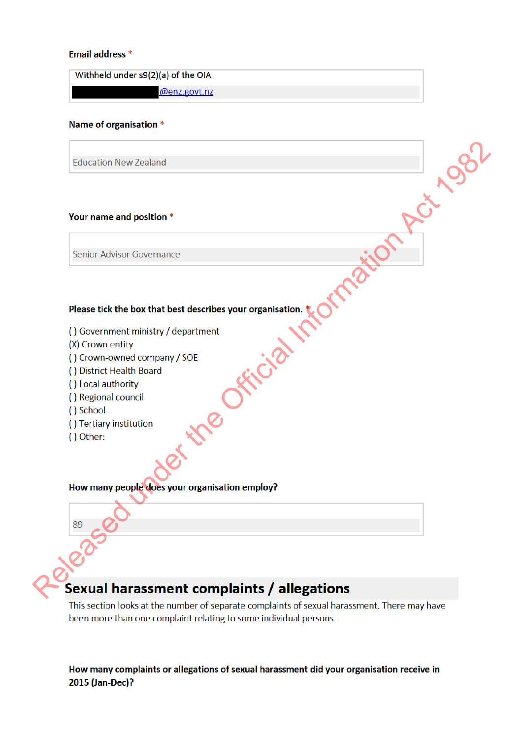**Email address** *

Withheld under s9(2)(a) of the OIA

@enz.govt.nz

**Name of organisation** *

Education New Zealand

**Your name and position** *

Senior Advisor Governance

**Please tick the box that best describes your organisation.** *

( ) Government ministry / department
(X) Crown entity
( ) Crown-owned company / SOE
( ) District Health Board
( ) Local authority
( ) Regional council
( ) School
( ) Tertiary institution
( ) Other:

**How many people does your organisation employ?**

89

## Sexual harassment complaints / allegations

This section looks at the number of separate complaints of sexual harassment. There may have been more than one complaint relating to some individual persons.

**How many complaints or allegations of sexual harassment did your organisation receive in 2015 (Jan-Dec)?**

Released under the Official Information Act 1982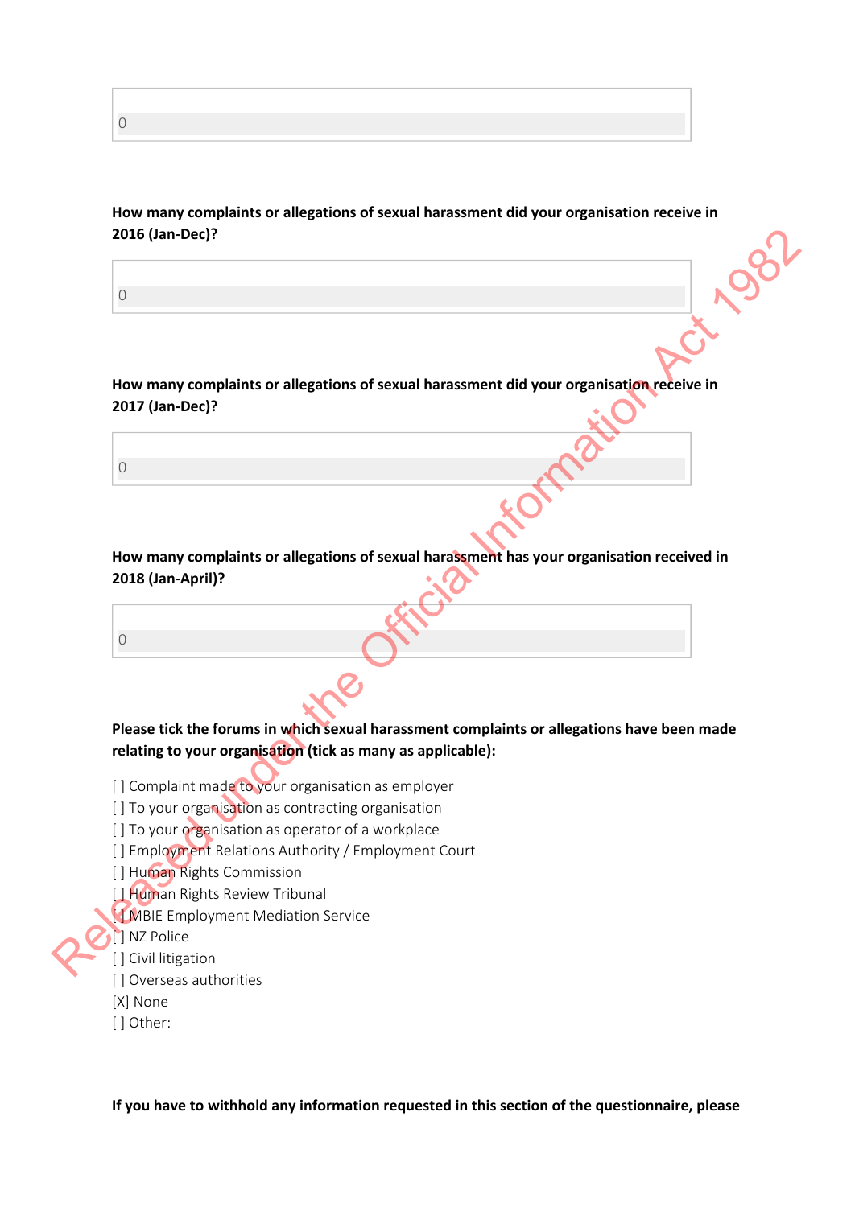0

**How many complaints or allegations of sexual harassment did your organisation receive in 2016 (Jan-Dec)?**

0

**How many complaints or allegations of sexual harassment did your organisation receive in 2017 (Jan-Dec)?**

0

**How many complaints or allegations of sexual harassment has your organisation received in 2018 (Jan-April)?**

0

**Please tick the forums in which sexual harassment complaints or allegations have been made relating to your organisation (tick as many as applicable):**

[ ] Complaint made to your organisation as employer
[ ] To your organisation as contracting organisation
[ ] To your organisation as operator of a workplace
[ ] Employment Relations Authority / Employment Court
[ ] Human Rights Commission
[ ] Human Rights Review Tribunal
[ ] MBIE Employment Mediation Service
[ ] NZ Police
[ ] Civil litigation
[ ] Overseas authorities
[X] None
[ ] Other:

**If you have to withhold any information requested in this section of the questionnaire, please**

Released under the Official Information Act 1982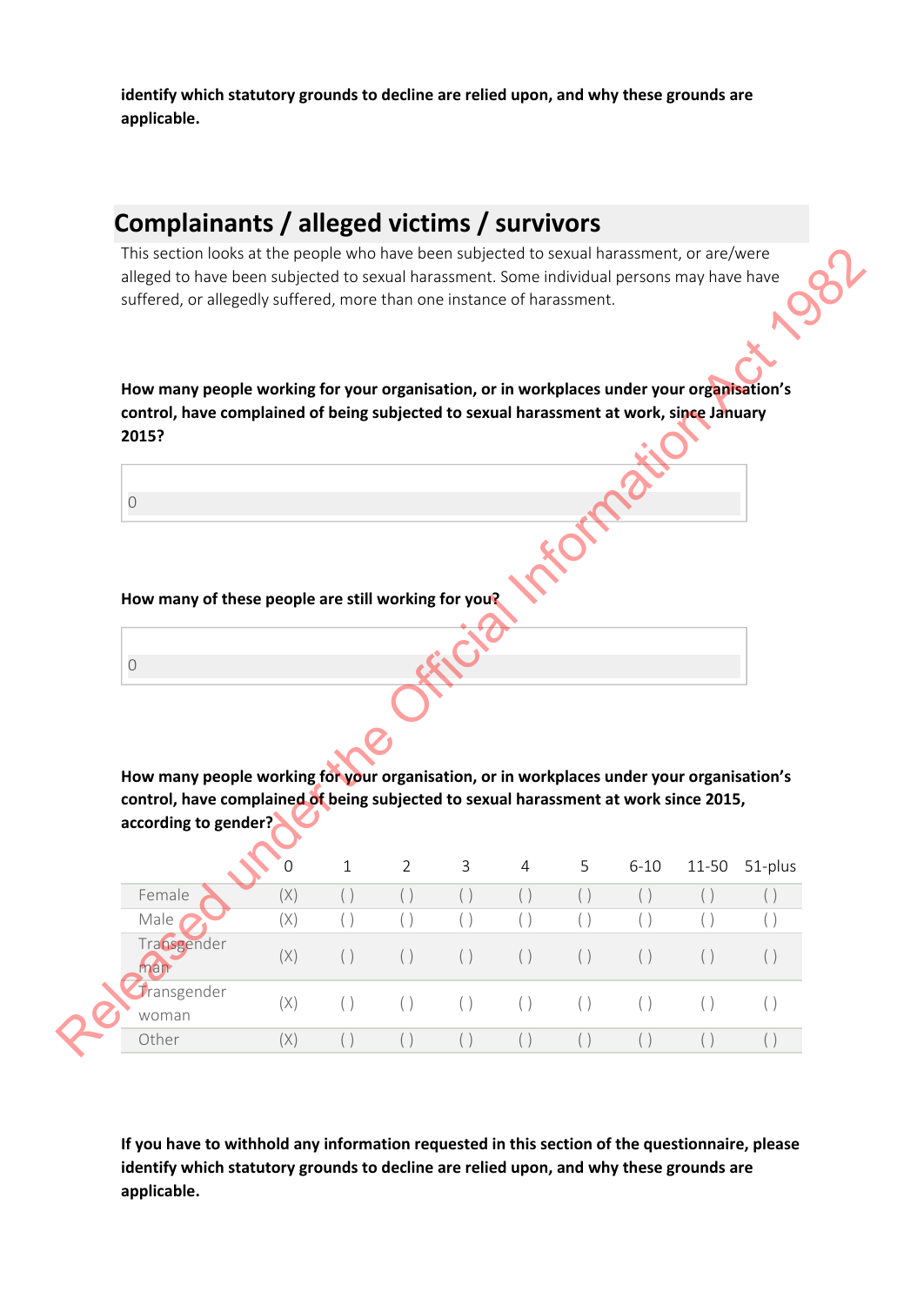**identify which statutory grounds to decline are relied upon, and why these grounds are applicable.**

## Complainants / alleged victims / survivors

This section looks at the people who have been subjected to sexual harassment, or are/were alleged to have been subjected to sexual harassment. Some individual persons may have have suffered, or allegedly suffered, more than one instance of harassment.

**How many people working for your organisation, or in workplaces under your organisation's control, have complained of being subjected to sexual harassment at work, since January 2015?**

0

**How many of these people are still working for you?**

0

**How many people working for your organisation, or in workplaces under your organisation's control, have complained of being subjected to sexual harassment at work since 2015, according to gender?**

| | 0 | 1 | 2 | 3 | 4 | 5 | 6-10 | 11-50 | 51-plus |
|---|---|---|---|---|---|---|---|---|---|
| Female | (X) | ( ) | ( ) | ( ) | ( ) | ( ) | ( ) | ( ) | ( ) |
| Male | (X) | ( ) | ( ) | ( ) | ( ) | ( ) | ( ) | ( ) | ( ) |
| Transgender man | (X) | ( ) | ( ) | ( ) | ( ) | ( ) | ( ) | ( ) | ( ) |
| Transgender woman | (X) | ( ) | ( ) | ( ) | ( ) | ( ) | ( ) | ( ) | ( ) |
| Other | (X) | ( ) | ( ) | ( ) | ( ) | ( ) | ( ) | ( ) | ( ) |

**If you have to withhold any information requested in this section of the questionnaire, please identify which statutory grounds to decline are relied upon, and why these grounds are applicable.**

Released under the Official Information Act 1982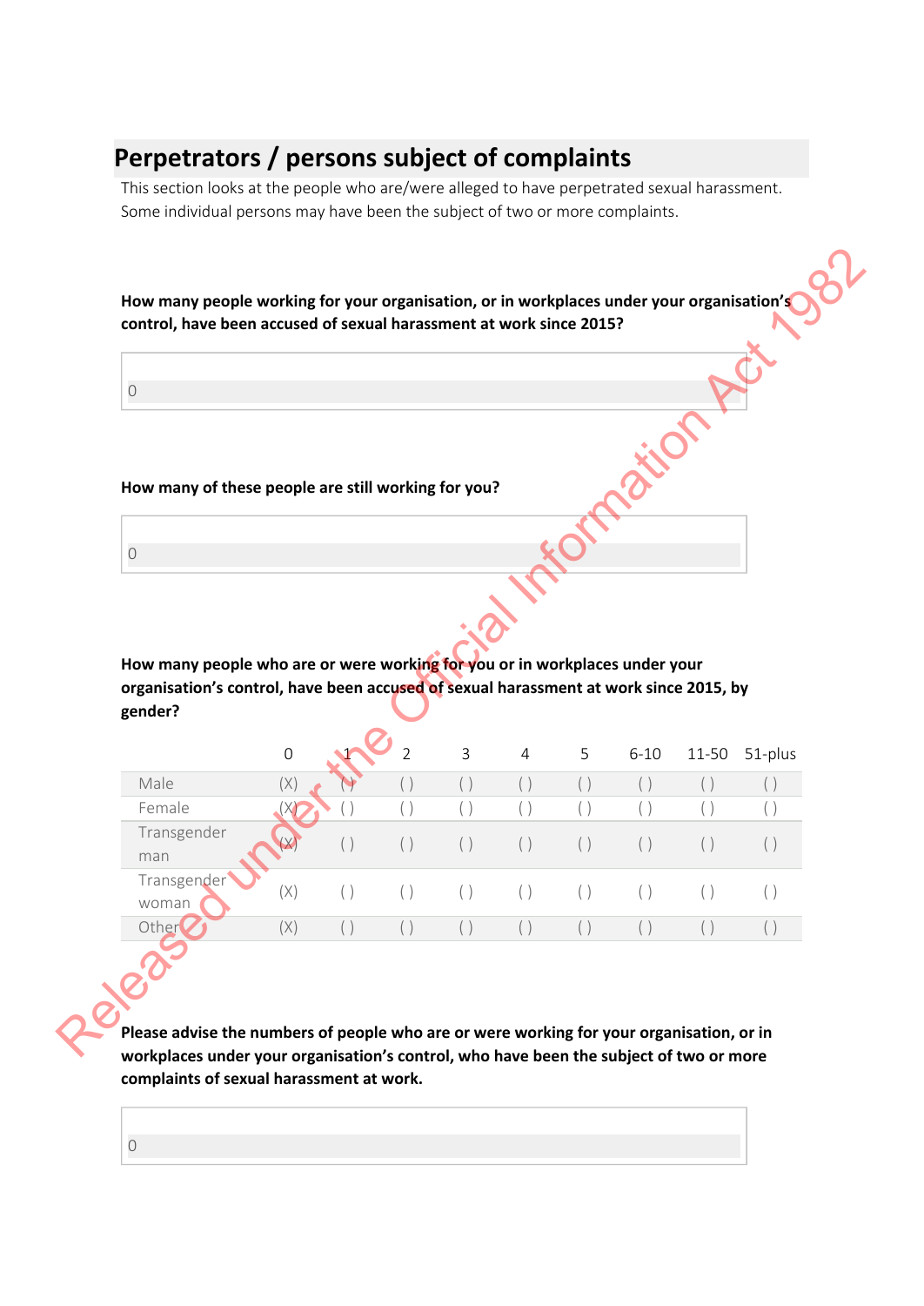## Perpetrators / persons subject of complaints

This section looks at the people who are/were alleged to have perpetrated sexual harassment. Some individual persons may have been the subject of two or more complaints.

**How many people working for your organisation, or in workplaces under your organisation's control, have been accused of sexual harassment at work since 2015?**

0

**How many of these people are still working for you?**

0

**How many people who are or were working for you or in workplaces under your organisation's control, have been accused of sexual harassment at work since 2015, by gender?**

| | 0 | 1 | 2 | 3 | 4 | 5 | 6-10 | 11-50 | 51-plus |
|---|---|---|---|---|---|---|---|---|---|
| Male | (X) | ( ) | ( ) | ( ) | ( ) | ( ) | ( ) | ( ) | ( ) |
| Female | (X) | ( ) | ( ) | ( ) | ( ) | ( ) | ( ) | ( ) | ( ) |
| Transgender man | (X) | ( ) | ( ) | ( ) | ( ) | ( ) | ( ) | ( ) | ( ) |
| Transgender woman | (X) | ( ) | ( ) | ( ) | ( ) | ( ) | ( ) | ( ) | ( ) |
| Other | (X) | ( ) | ( ) | ( ) | ( ) | ( ) | ( ) | ( ) | ( ) |

**Please advise the numbers of people who are or were working for your organisation, or in workplaces under your organisation's control, who have been the subject of two or more complaints of sexual harassment at work.**

0

Released under the Official Information Act 1982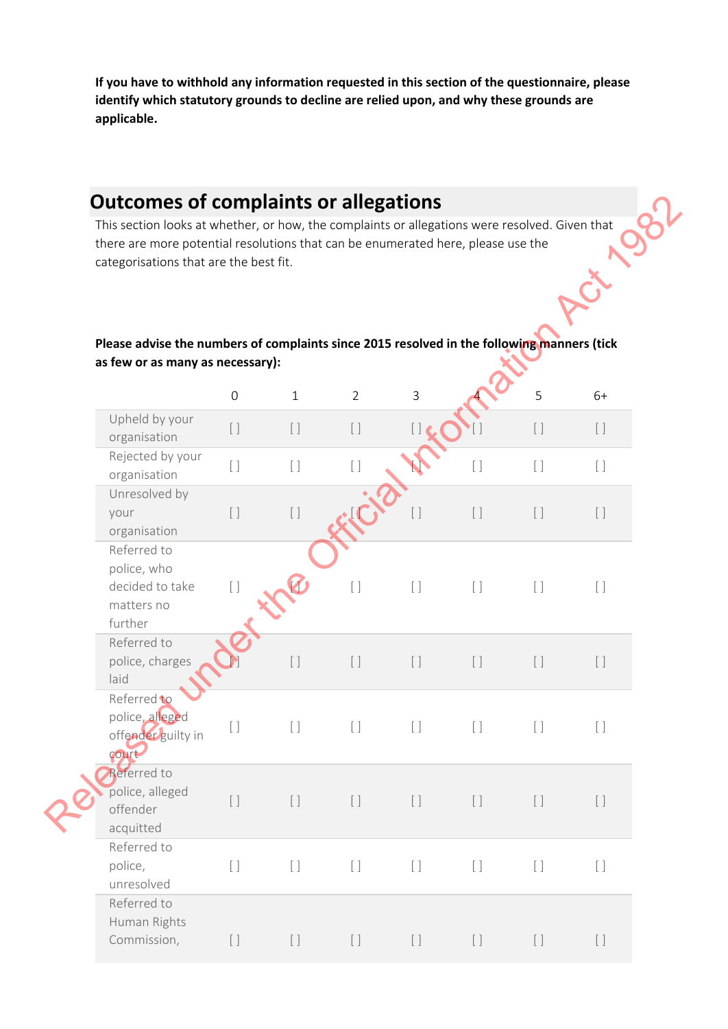**If you have to withhold any information requested in this section of the questionnaire, please identify which statutory grounds to decline are relied upon, and why these grounds are applicable.**

## Outcomes of complaints or allegations

This section looks at whether, or how, the complaints or allegations were resolved. Given that there are more potential resolutions that can be enumerated here, please use the categorisations that are the best fit.

**Please advise the numbers of complaints since 2015 resolved in the following manners (tick as few or as many as necessary):**

| | 0 | 1 | 2 | 3 | 4 | 5 | 6+ |
|---|---|---|---|---|---|---|---|
| Upheld by your organisation | [ ] | [ ] | [ ] | [ ] | [ ] | [ ] | [ ] |
| Rejected by your organisation | [ ] | [ ] | [ ] | [ ] | [ ] | [ ] | [ ] |
| Unresolved by your organisation | [ ] | [ ] | [ ] | [ ] | [ ] | [ ] | [ ] |
| Referred to police, who decided to take matters no further | [ ] | [ ] | [ ] | [ ] | [ ] | [ ] | [ ] |
| Referred to police, charges laid | [ ] | [ ] | [ ] | [ ] | [ ] | [ ] | [ ] |
| Referred to police, alleged offender guilty in court | [ ] | [ ] | [ ] | [ ] | [ ] | [ ] | [ ] |
| Referred to police, alleged offender acquitted | [ ] | [ ] | [ ] | [ ] | [ ] | [ ] | [ ] |
| Referred to police, unresolved | [ ] | [ ] | [ ] | [ ] | [ ] | [ ] | [ ] |
| Referred to Human Rights Commission, | [ ] | [ ] | [ ] | [ ] | [ ] | [ ] | [ ] |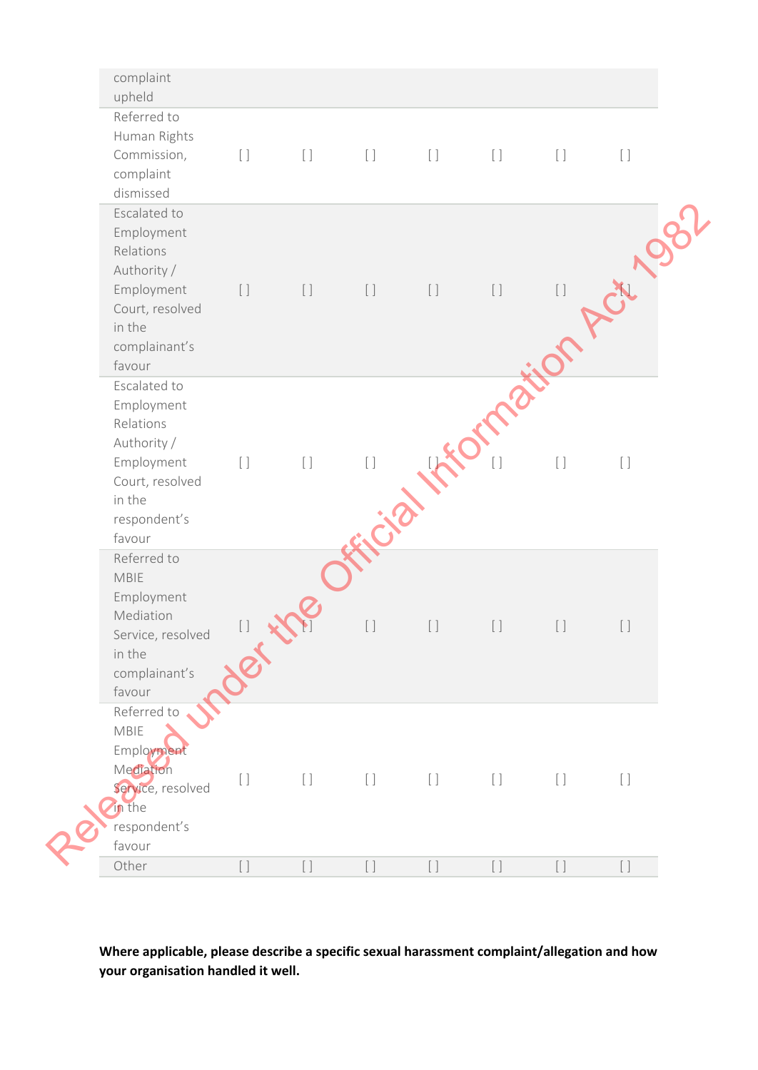| | | | | | | | |
|---|---|---|---|---|---|---|---|
| complaint upheld | | | | | | | |
| Referred to Human Rights Commission, complaint dismissed | [ ] | [ ] | [ ] | [ ] | [ ] | [ ] | [ ] |
| Escalated to Employment Relations Authority / Employment Court, resolved in the complainant's favour | [ ] | [ ] | [ ] | [ ] | [ ] | [ ] | [ ] |
| Escalated to Employment Relations Authority / Employment Court, resolved in the respondent's favour | [ ] | [ ] | [ ] | [ ] | [ ] | [ ] | [ ] |
| Referred to MBIE Employment Mediation Service, resolved in the complainant's favour | [ ] | [ ] | [ ] | [ ] | [ ] | [ ] | [ ] |
| Referred to MBIE Employment Mediation Service, resolved in the respondent's favour | [ ] | [ ] | [ ] | [ ] | [ ] | [ ] | [ ] |
| Other | [ ] | [ ] | [ ] | [ ] | [ ] | [ ] | [ ] |

**Where applicable, please describe a specific sexual harassment complaint/allegation and how your organisation handled it well.**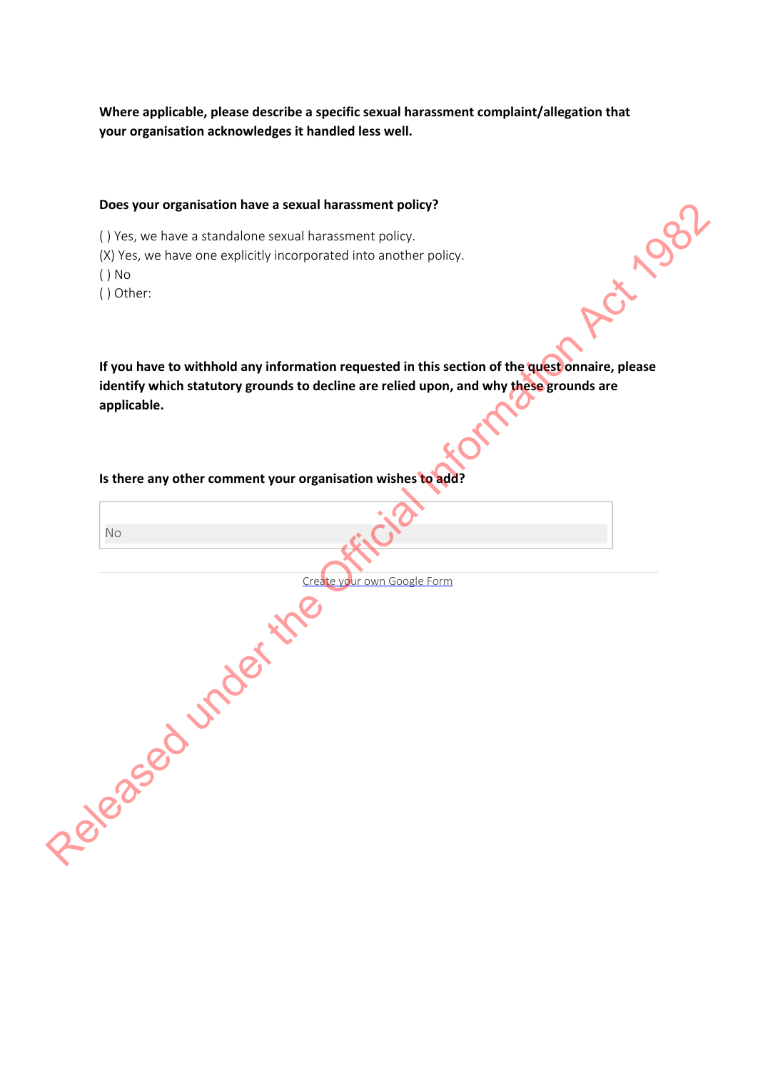**Where applicable, please describe a specific sexual harassment complaint/allegation that your organisation acknowledges it handled less well.**

**Does your organisation have a sexual harassment policy?**

( ) Yes, we have a standalone sexual harassment policy.
(X) Yes, we have one explicitly incorporated into another policy.
( ) No
( ) Other:

**If you have to withhold any information requested in this section of the questionnaire, please identify which statutory grounds to decline are relied upon, and why these grounds are applicable.**

**Is there any other comment your organisation wishes to add?**

No

Create your own Google Form

Released under the Official Information Act 1982